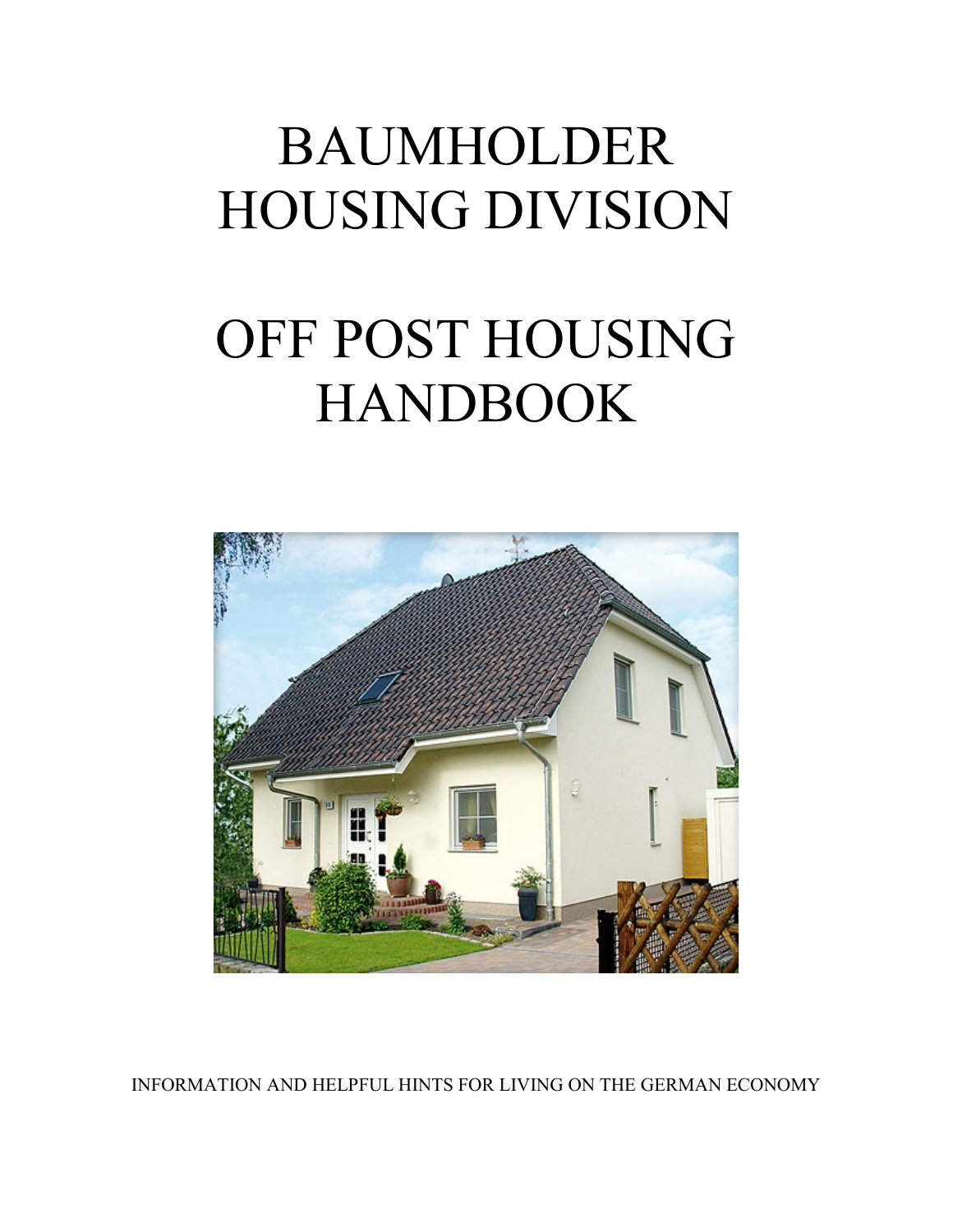# BAUMHOLDER HOUSING DIVISION

# OFF POST HOUSING HANDBOOK

INFORMATION AND HELPFUL HINTS FOR LIVING ON THE GERMAN ECONOMY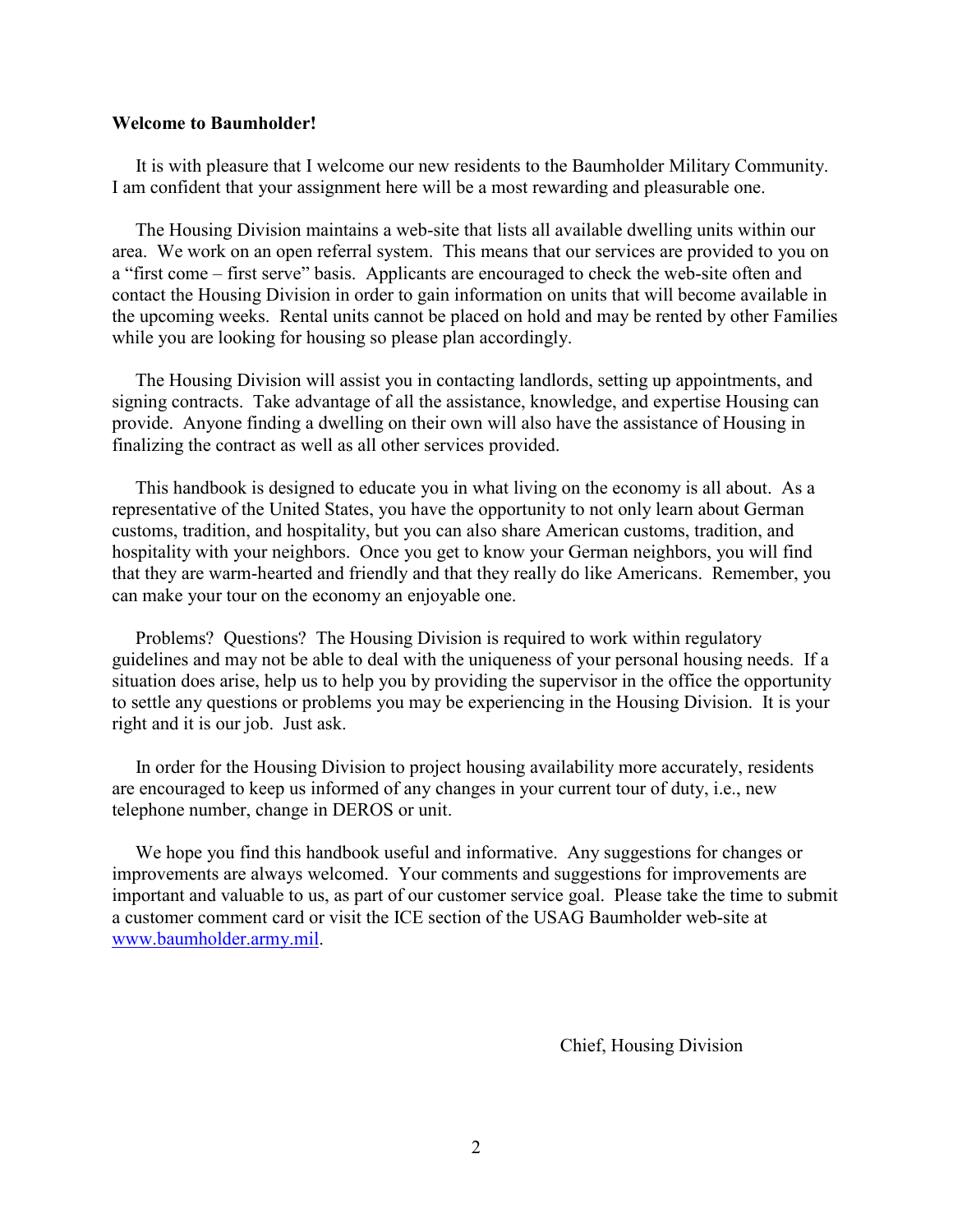**Welcome to Baumholder!**

It is with pleasure that I welcome our new residents to the Baumholder Military Community. I am confident that your assignment here will be a most rewarding and pleasurable one.

The Housing Division maintains a web-site that lists all available dwelling units within our area. We work on an open referral system. This means that our services are provided to you on a "first come – first serve" basis. Applicants are encouraged to check the web-site often and contact the Housing Division in order to gain information on units that will become available in the upcoming weeks. Rental units cannot be placed on hold and may be rented by other Families while you are looking for housing so please plan accordingly.

The Housing Division will assist you in contacting landlords, setting up appointments, and signing contracts. Take advantage of all the assistance, knowledge, and expertise Housing can provide. Anyone finding a dwelling on their own will also have the assistance of Housing in finalizing the contract as well as all other services provided.

This handbook is designed to educate you in what living on the economy is all about. As a representative of the United States, you have the opportunity to not only learn about German customs, tradition, and hospitality, but you can also share American customs, tradition, and hospitality with your neighbors. Once you get to know your German neighbors, you will find that they are warm-hearted and friendly and that they really do like Americans. Remember, you can make your tour on the economy an enjoyable one.

Problems? Questions? The Housing Division is required to work within regulatory guidelines and may not be able to deal with the uniqueness of your personal housing needs. If a situation does arise, help us to help you by providing the supervisor in the office the opportunity to settle any questions or problems you may be experiencing in the Housing Division. It is your right and it is our job. Just ask.

In order for the Housing Division to project housing availability more accurately, residents are encouraged to keep us informed of any changes in your current tour of duty, i.e., new telephone number, change in DEROS or unit.

We hope you find this handbook useful and informative. Any suggestions for changes or improvements are always welcomed. Your comments and suggestions for improvements are important and valuable to us, as part of our customer service goal. Please take the time to submit a customer comment card or visit the ICE section of the USAG Baumholder web-site at www.baumholder.army.mil.

Chief, Housing Division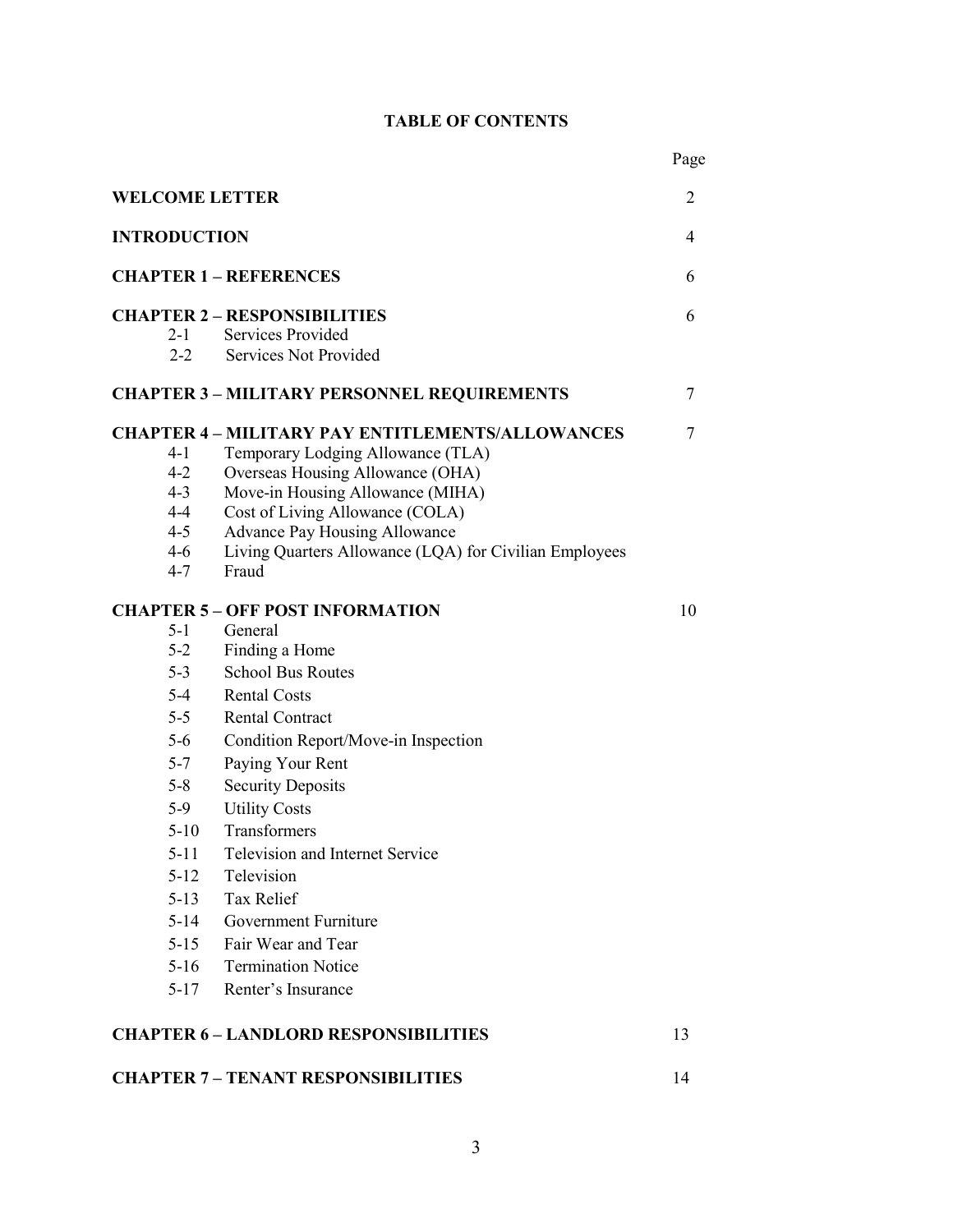# TABLE OF CONTENTS

| | | Page |
|---|---|---|
| **WELCOME LETTER** | | 2 |
| **INTRODUCTION** | | 4 |
| **CHAPTER 1 – REFERENCES** | | 6 |
| **CHAPTER 2 – RESPONSIBILITIES** | | 6 |
| 2-1 | Services Provided | |
| 2-2 | Services Not Provided | |
| **CHAPTER 3 – MILITARY PERSONNEL REQUIREMENTS** | | 7 |
| **CHAPTER 4 – MILITARY PAY ENTITLEMENTS/ALLOWANCES** | | 7 |
| 4-1 | Temporary Lodging Allowance (TLA) | |
| 4-2 | Overseas Housing Allowance (OHA) | |
| 4-3 | Move-in Housing Allowance (MIHA) | |
| 4-4 | Cost of Living Allowance (COLA) | |
| 4-5 | Advance Pay Housing Allowance | |
| 4-6 | Living Quarters Allowance (LQA) for Civilian Employees | |
| 4-7 | Fraud | |
| **CHAPTER 5 – OFF POST INFORMATION** | | 10 |
| 5-1 | General | |
| 5-2 | Finding a Home | |
| 5-3 | School Bus Routes | |
| 5-4 | Rental Costs | |
| 5-5 | Rental Contract | |
| 5-6 | Condition Report/Move-in Inspection | |
| 5-7 | Paying Your Rent | |
| 5-8 | Security Deposits | |
| 5-9 | Utility Costs | |
| 5-10 | Transformers | |
| 5-11 | Television and Internet Service | |
| 5-12 | Television | |
| 5-13 | Tax Relief | |
| 5-14 | Government Furniture | |
| 5-15 | Fair Wear and Tear | |
| 5-16 | Termination Notice | |
| 5-17 | Renter's Insurance | |
| **CHAPTER 6 – LANDLORD RESPONSIBILITIES** | | 13 |
| **CHAPTER 7 – TENANT RESPONSIBILITIES** | | 14 |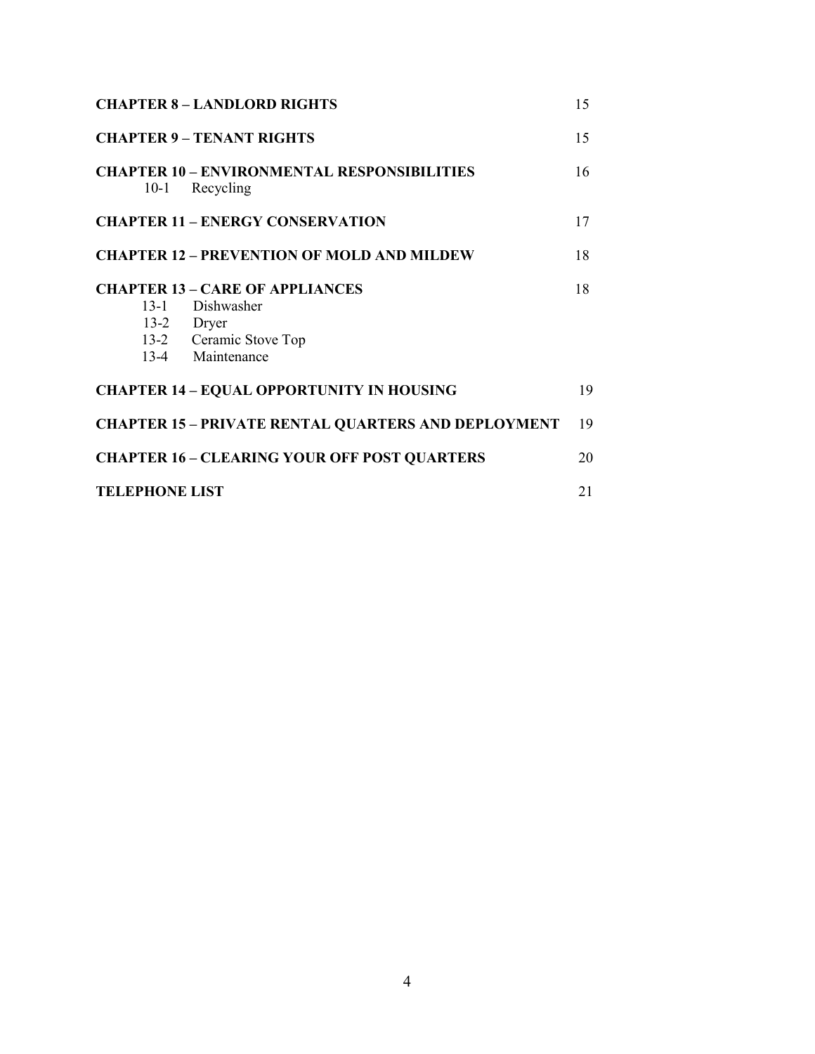**CHAPTER 8 – LANDLORD RIGHTS** 15

**CHAPTER 9 – TENANT RIGHTS** 15

**CHAPTER 10 – ENVIRONMENTAL RESPONSIBILITIES** 16
- 10-1 Recycling

**CHAPTER 11 – ENERGY CONSERVATION** 17

**CHAPTER 12 – PREVENTION OF MOLD AND MILDEW** 18

**CHAPTER 13 – CARE OF APPLIANCES** 18
- 13-1 Dishwasher
- 13-2 Dryer
- 13-2 Ceramic Stove Top
- 13-4 Maintenance

**CHAPTER 14 – EQUAL OPPORTUNITY IN HOUSING** 19

**CHAPTER 15 – PRIVATE RENTAL QUARTERS AND DEPLOYMENT** 19

**CHAPTER 16 – CLEARING YOUR OFF POST QUARTERS** 20

**TELEPHONE LIST** 21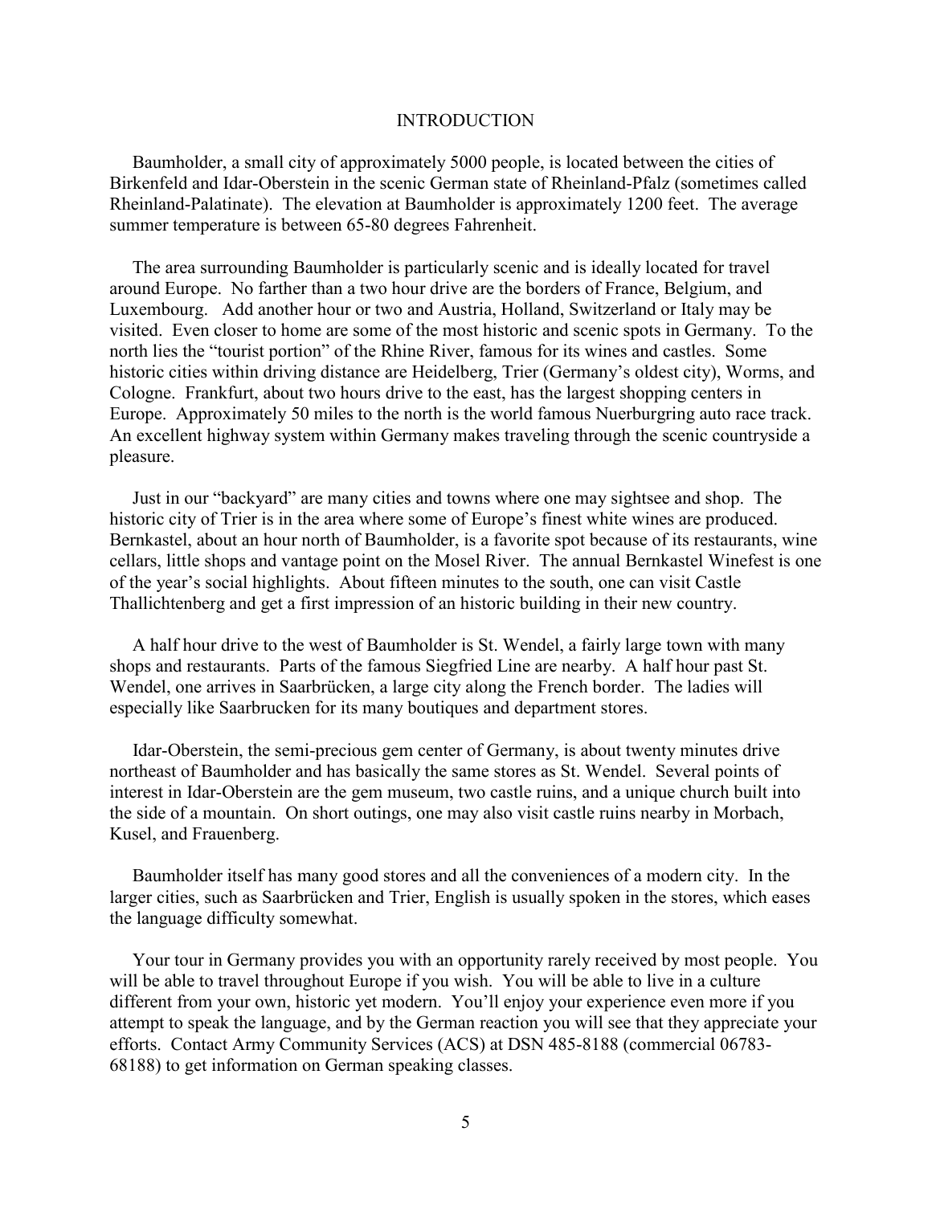# INTRODUCTION

Baumholder, a small city of approximately 5000 people, is located between the cities of Birkenfeld and Idar-Oberstein in the scenic German state of Rheinland-Pfalz (sometimes called Rheinland-Palatinate). The elevation at Baumholder is approximately 1200 feet. The average summer temperature is between 65-80 degrees Fahrenheit.

The area surrounding Baumholder is particularly scenic and is ideally located for travel around Europe. No farther than a two hour drive are the borders of France, Belgium, and Luxembourg. Add another hour or two and Austria, Holland, Switzerland or Italy may be visited. Even closer to home are some of the most historic and scenic spots in Germany. To the north lies the "tourist portion" of the Rhine River, famous for its wines and castles. Some historic cities within driving distance are Heidelberg, Trier (Germany's oldest city), Worms, and Cologne. Frankfurt, about two hours drive to the east, has the largest shopping centers in Europe. Approximately 50 miles to the north is the world famous Nuerburgring auto race track. An excellent highway system within Germany makes traveling through the scenic countryside a pleasure.

Just in our "backyard" are many cities and towns where one may sightsee and shop. The historic city of Trier is in the area where some of Europe's finest white wines are produced. Bernkastel, about an hour north of Baumholder, is a favorite spot because of its restaurants, wine cellars, little shops and vantage point on the Mosel River. The annual Bernkastel Winefest is one of the year's social highlights. About fifteen minutes to the south, one can visit Castle Thallichtenberg and get a first impression of an historic building in their new country.

A half hour drive to the west of Baumholder is St. Wendel, a fairly large town with many shops and restaurants. Parts of the famous Siegfried Line are nearby. A half hour past St. Wendel, one arrives in Saarbrücken, a large city along the French border. The ladies will especially like Saarbrucken for its many boutiques and department stores.

Idar-Oberstein, the semi-precious gem center of Germany, is about twenty minutes drive northeast of Baumholder and has basically the same stores as St. Wendel. Several points of interest in Idar-Oberstein are the gem museum, two castle ruins, and a unique church built into the side of a mountain. On short outings, one may also visit castle ruins nearby in Morbach, Kusel, and Frauenberg.

Baumholder itself has many good stores and all the conveniences of a modern city. In the larger cities, such as Saarbrücken and Trier, English is usually spoken in the stores, which eases the language difficulty somewhat.

Your tour in Germany provides you with an opportunity rarely received by most people. You will be able to travel throughout Europe if you wish. You will be able to live in a culture different from your own, historic yet modern. You'll enjoy your experience even more if you attempt to speak the language, and by the German reaction you will see that they appreciate your efforts. Contact Army Community Services (ACS) at DSN 485-8188 (commercial 06783-68188) to get information on German speaking classes.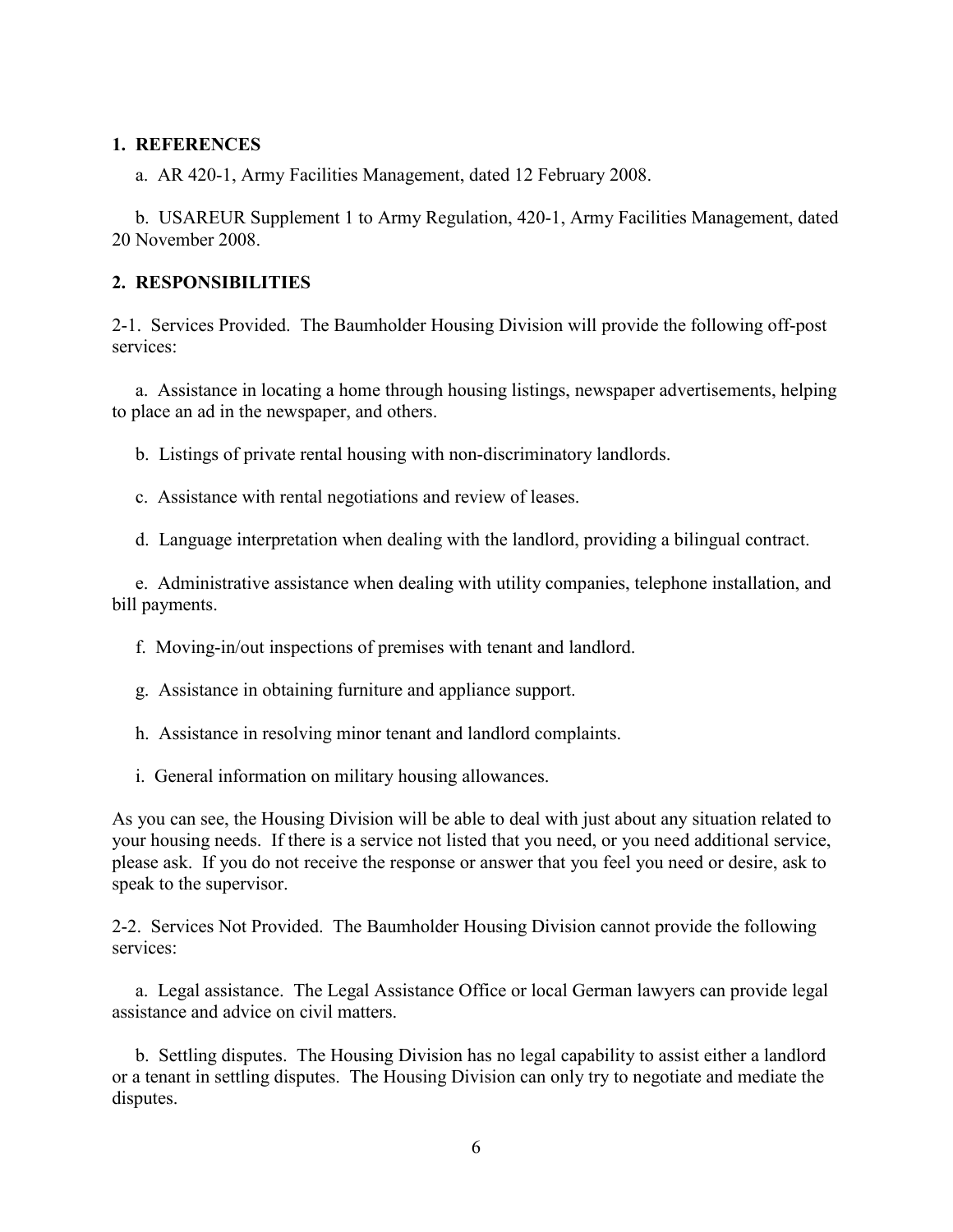## 1. REFERENCES

a. AR 420-1, Army Facilities Management, dated 12 February 2008.

b. USAREUR Supplement 1 to Army Regulation, 420-1, Army Facilities Management, dated 20 November 2008.

## 2. RESPONSIBILITIES

2-1. Services Provided. The Baumholder Housing Division will provide the following off-post services:

a. Assistance in locating a home through housing listings, newspaper advertisements, helping to place an ad in the newspaper, and others.

b. Listings of private rental housing with non-discriminatory landlords.

c. Assistance with rental negotiations and review of leases.

d. Language interpretation when dealing with the landlord, providing a bilingual contract.

e. Administrative assistance when dealing with utility companies, telephone installation, and bill payments.

f. Moving-in/out inspections of premises with tenant and landlord.

g. Assistance in obtaining furniture and appliance support.

h. Assistance in resolving minor tenant and landlord complaints.

i. General information on military housing allowances.

As you can see, the Housing Division will be able to deal with just about any situation related to your housing needs. If there is a service not listed that you need, or you need additional service, please ask. If you do not receive the response or answer that you feel you need or desire, ask to speak to the supervisor.

2-2. Services Not Provided. The Baumholder Housing Division cannot provide the following services:

a. Legal assistance. The Legal Assistance Office or local German lawyers can provide legal assistance and advice on civil matters.

b. Settling disputes. The Housing Division has no legal capability to assist either a landlord or a tenant in settling disputes. The Housing Division can only try to negotiate and mediate the disputes.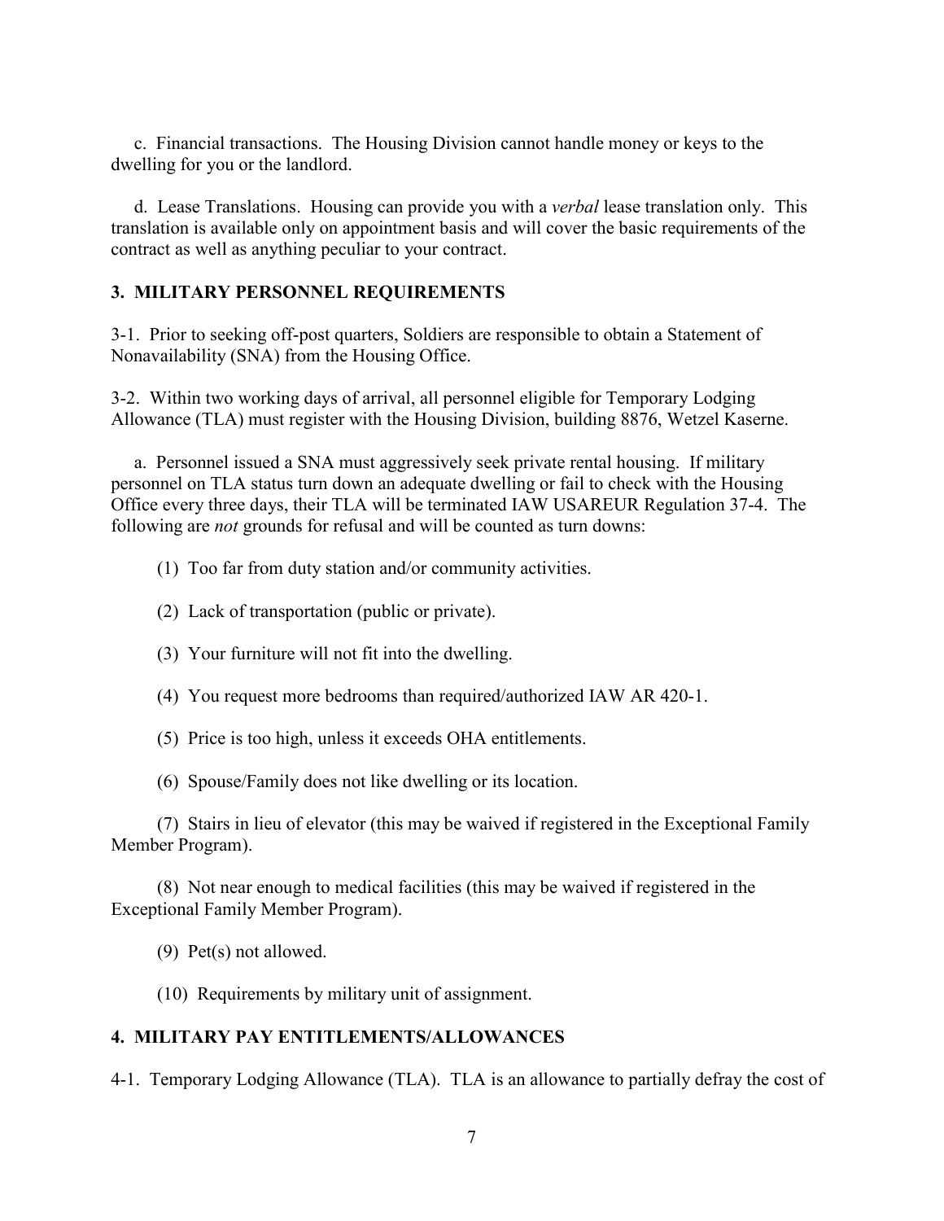c. Financial transactions. The Housing Division cannot handle money or keys to the dwelling for you or the landlord.

d. Lease Translations. Housing can provide you with a *verbal* lease translation only. This translation is available only on appointment basis and will cover the basic requirements of the contract as well as anything peculiar to your contract.

## 3. MILITARY PERSONNEL REQUIREMENTS

3-1. Prior to seeking off-post quarters, Soldiers are responsible to obtain a Statement of Nonavailability (SNA) from the Housing Office.

3-2. Within two working days of arrival, all personnel eligible for Temporary Lodging Allowance (TLA) must register with the Housing Division, building 8876, Wetzel Kaserne.

a. Personnel issued a SNA must aggressively seek private rental housing. If military personnel on TLA status turn down an adequate dwelling or fail to check with the Housing Office every three days, their TLA will be terminated IAW USAREUR Regulation 37-4. The following are *not* grounds for refusal and will be counted as turn downs:

(1) Too far from duty station and/or community activities.

(2) Lack of transportation (public or private).

(3) Your furniture will not fit into the dwelling.

(4) You request more bedrooms than required/authorized IAW AR 420-1.

(5) Price is too high, unless it exceeds OHA entitlements.

(6) Spouse/Family does not like dwelling or its location.

(7) Stairs in lieu of elevator (this may be waived if registered in the Exceptional Family Member Program).

(8) Not near enough to medical facilities (this may be waived if registered in the Exceptional Family Member Program).

(9) Pet(s) not allowed.

(10) Requirements by military unit of assignment.

## 4. MILITARY PAY ENTITLEMENTS/ALLOWANCES

4-1. Temporary Lodging Allowance (TLA). TLA is an allowance to partially defray the cost of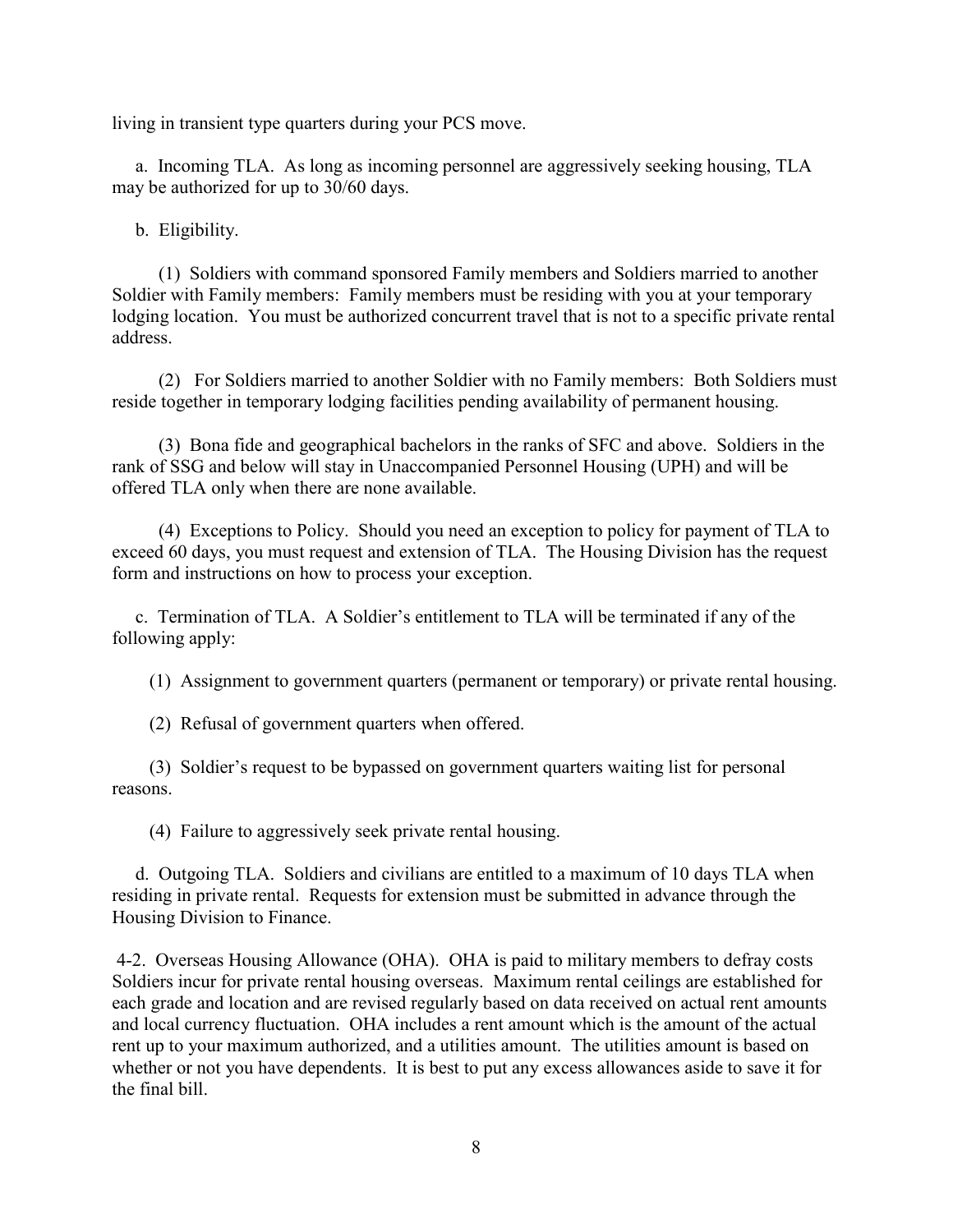living in transient type quarters during your PCS move.

a. Incoming TLA. As long as incoming personnel are aggressively seeking housing, TLA may be authorized for up to 30/60 days.

b. Eligibility.

(1) Soldiers with command sponsored Family members and Soldiers married to another Soldier with Family members: Family members must be residing with you at your temporary lodging location. You must be authorized concurrent travel that is not to a specific private rental address.

(2) For Soldiers married to another Soldier with no Family members: Both Soldiers must reside together in temporary lodging facilities pending availability of permanent housing.

(3) Bona fide and geographical bachelors in the ranks of SFC and above. Soldiers in the rank of SSG and below will stay in Unaccompanied Personnel Housing (UPH) and will be offered TLA only when there are none available.

(4) Exceptions to Policy. Should you need an exception to policy for payment of TLA to exceed 60 days, you must request and extension of TLA. The Housing Division has the request form and instructions on how to process your exception.

c. Termination of TLA. A Soldier's entitlement to TLA will be terminated if any of the following apply:

(1) Assignment to government quarters (permanent or temporary) or private rental housing.

(2) Refusal of government quarters when offered.

(3) Soldier's request to be bypassed on government quarters waiting list for personal reasons.

(4) Failure to aggressively seek private rental housing.

d. Outgoing TLA. Soldiers and civilians are entitled to a maximum of 10 days TLA when residing in private rental. Requests for extension must be submitted in advance through the Housing Division to Finance.

4-2. Overseas Housing Allowance (OHA). OHA is paid to military members to defray costs Soldiers incur for private rental housing overseas. Maximum rental ceilings are established for each grade and location and are revised regularly based on data received on actual rent amounts and local currency fluctuation. OHA includes a rent amount which is the amount of the actual rent up to your maximum authorized, and a utilities amount. The utilities amount is based on whether or not you have dependents. It is best to put any excess allowances aside to save it for the final bill.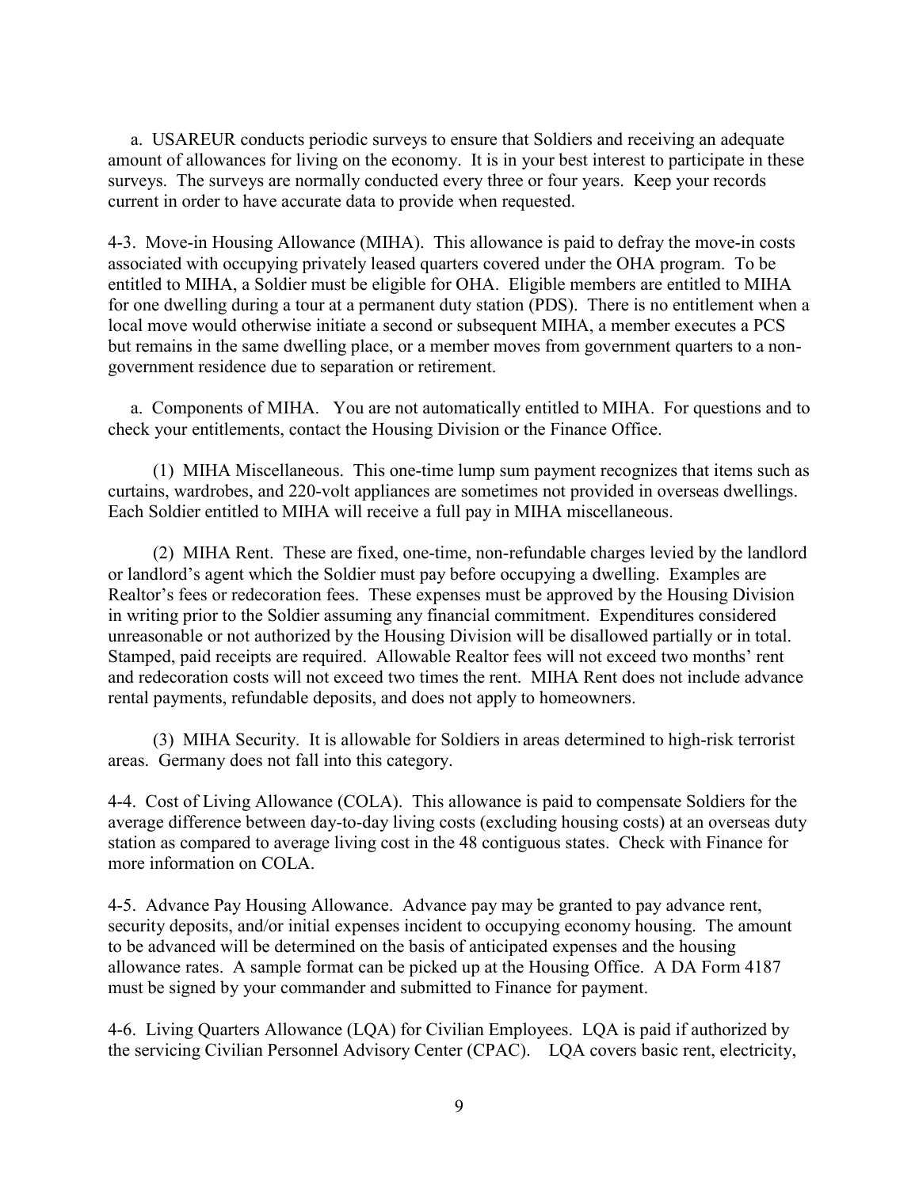a. USAREUR conducts periodic surveys to ensure that Soldiers and receiving an adequate amount of allowances for living on the economy. It is in your best interest to participate in these surveys. The surveys are normally conducted every three or four years. Keep your records current in order to have accurate data to provide when requested.

4-3. Move-in Housing Allowance (MIHA). This allowance is paid to defray the move-in costs associated with occupying privately leased quarters covered under the OHA program. To be entitled to MIHA, a Soldier must be eligible for OHA. Eligible members are entitled to MIHA for one dwelling during a tour at a permanent duty station (PDS). There is no entitlement when a local move would otherwise initiate a second or subsequent MIHA, a member executes a PCS but remains in the same dwelling place, or a member moves from government quarters to a non-government residence due to separation or retirement.

a. Components of MIHA. You are not automatically entitled to MIHA. For questions and to check your entitlements, contact the Housing Division or the Finance Office.

(1) MIHA Miscellaneous. This one-time lump sum payment recognizes that items such as curtains, wardrobes, and 220-volt appliances are sometimes not provided in overseas dwellings. Each Soldier entitled to MIHA will receive a full pay in MIHA miscellaneous.

(2) MIHA Rent. These are fixed, one-time, non-refundable charges levied by the landlord or landlord's agent which the Soldier must pay before occupying a dwelling. Examples are Realtor's fees or redecoration fees. These expenses must be approved by the Housing Division in writing prior to the Soldier assuming any financial commitment. Expenditures considered unreasonable or not authorized by the Housing Division will be disallowed partially or in total. Stamped, paid receipts are required. Allowable Realtor fees will not exceed two months' rent and redecoration costs will not exceed two times the rent. MIHA Rent does not include advance rental payments, refundable deposits, and does not apply to homeowners.

(3) MIHA Security. It is allowable for Soldiers in areas determined to high-risk terrorist areas. Germany does not fall into this category.

4-4. Cost of Living Allowance (COLA). This allowance is paid to compensate Soldiers for the average difference between day-to-day living costs (excluding housing costs) at an overseas duty station as compared to average living cost in the 48 contiguous states. Check with Finance for more information on COLA.

4-5. Advance Pay Housing Allowance. Advance pay may be granted to pay advance rent, security deposits, and/or initial expenses incident to occupying economy housing. The amount to be advanced will be determined on the basis of anticipated expenses and the housing allowance rates. A sample format can be picked up at the Housing Office. A DA Form 4187 must be signed by your commander and submitted to Finance for payment.

4-6. Living Quarters Allowance (LQA) for Civilian Employees. LQA is paid if authorized by the servicing Civilian Personnel Advisory Center (CPAC). LQA covers basic rent, electricity,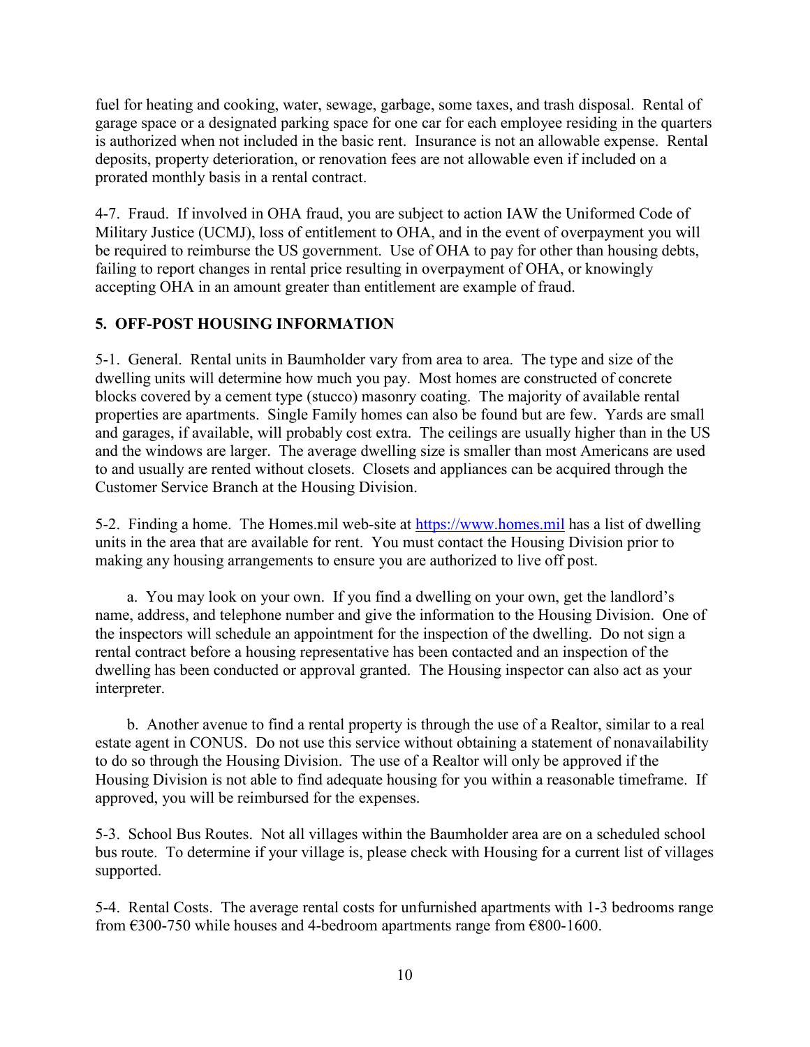fuel for heating and cooking, water, sewage, garbage, some taxes, and trash disposal. Rental of garage space or a designated parking space for one car for each employee residing in the quarters is authorized when not included in the basic rent. Insurance is not an allowable expense. Rental deposits, property deterioration, or renovation fees are not allowable even if included on a prorated monthly basis in a rental contract.

4-7. Fraud. If involved in OHA fraud, you are subject to action IAW the Uniformed Code of Military Justice (UCMJ), loss of entitlement to OHA, and in the event of overpayment you will be required to reimburse the US government. Use of OHA to pay for other than housing debts, failing to report changes in rental price resulting in overpayment of OHA, or knowingly accepting OHA in an amount greater than entitlement are example of fraud.

## 5. OFF-POST HOUSING INFORMATION

5-1. General. Rental units in Baumholder vary from area to area. The type and size of the dwelling units will determine how much you pay. Most homes are constructed of concrete blocks covered by a cement type (stucco) masonry coating. The majority of available rental properties are apartments. Single Family homes can also be found but are few. Yards are small and garages, if available, will probably cost extra. The ceilings are usually higher than in the US and the windows are larger. The average dwelling size is smaller than most Americans are used to and usually are rented without closets. Closets and appliances can be acquired through the Customer Service Branch at the Housing Division.

5-2. Finding a home. The Homes.mil web-site at [https://www.homes.mil](https://www.homes.mil) has a list of dwelling units in the area that are available for rent. You must contact the Housing Division prior to making any housing arrangements to ensure you are authorized to live off post.

a. You may look on your own. If you find a dwelling on your own, get the landlord's name, address, and telephone number and give the information to the Housing Division. One of the inspectors will schedule an appointment for the inspection of the dwelling. Do not sign a rental contract before a housing representative has been contacted and an inspection of the dwelling has been conducted or approval granted. The Housing inspector can also act as your interpreter.

b. Another avenue to find a rental property is through the use of a Realtor, similar to a real estate agent in CONUS. Do not use this service without obtaining a statement of nonavailability to do so through the Housing Division. The use of a Realtor will only be approved if the Housing Division is not able to find adequate housing for you within a reasonable timeframe. If approved, you will be reimbursed for the expenses.

5-3. School Bus Routes. Not all villages within the Baumholder area are on a scheduled school bus route. To determine if your village is, please check with Housing for a current list of villages supported.

5-4. Rental Costs. The average rental costs for unfurnished apartments with 1-3 bedrooms range from €300-750 while houses and 4-bedroom apartments range from €800-1600.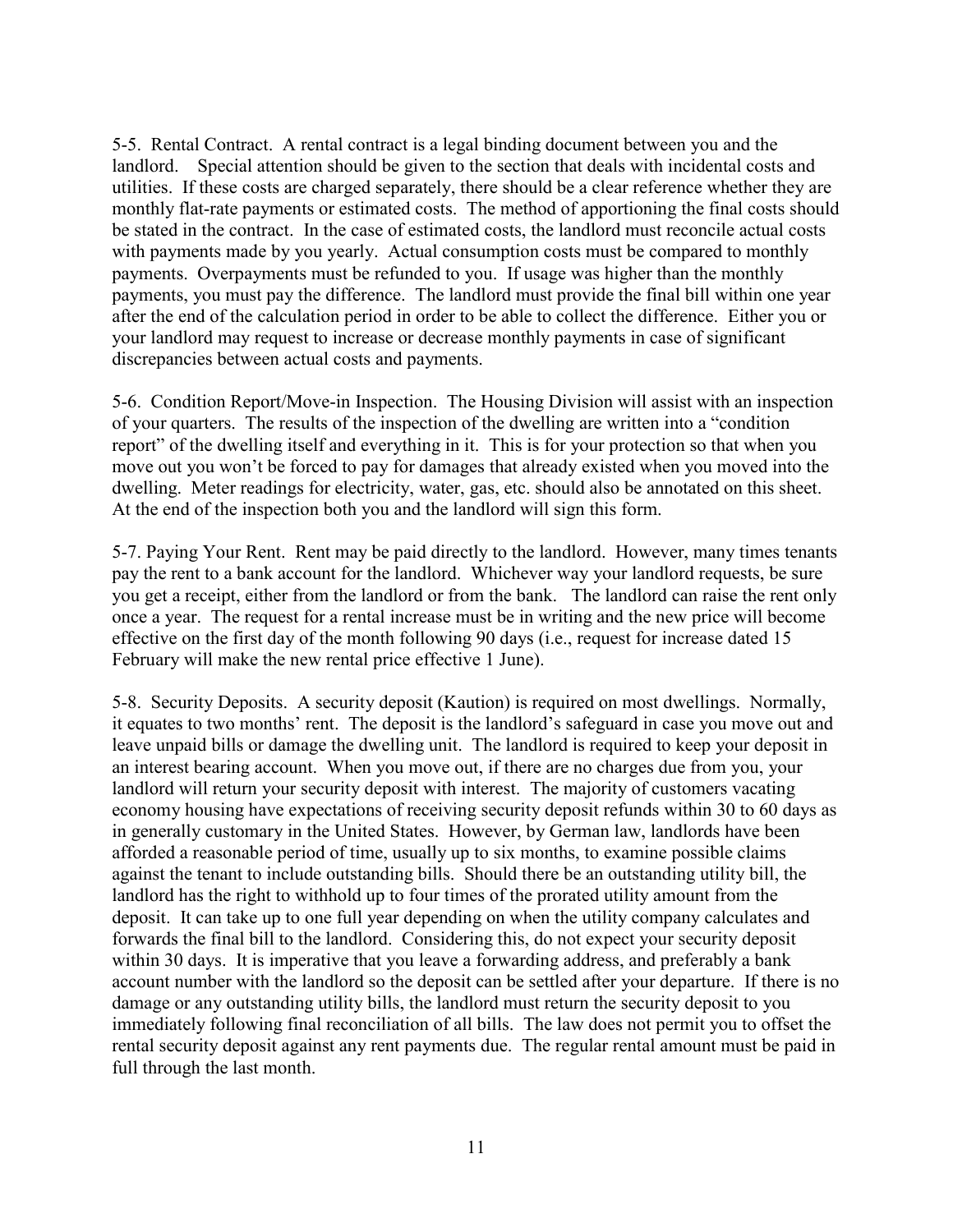5-5. Rental Contract. A rental contract is a legal binding document between you and the landlord. Special attention should be given to the section that deals with incidental costs and utilities. If these costs are charged separately, there should be a clear reference whether they are monthly flat-rate payments or estimated costs. The method of apportioning the final costs should be stated in the contract. In the case of estimated costs, the landlord must reconcile actual costs with payments made by you yearly. Actual consumption costs must be compared to monthly payments. Overpayments must be refunded to you. If usage was higher than the monthly payments, you must pay the difference. The landlord must provide the final bill within one year after the end of the calculation period in order to be able to collect the difference. Either you or your landlord may request to increase or decrease monthly payments in case of significant discrepancies between actual costs and payments.

5-6. Condition Report/Move-in Inspection. The Housing Division will assist with an inspection of your quarters. The results of the inspection of the dwelling are written into a "condition report" of the dwelling itself and everything in it. This is for your protection so that when you move out you won't be forced to pay for damages that already existed when you moved into the dwelling. Meter readings for electricity, water, gas, etc. should also be annotated on this sheet. At the end of the inspection both you and the landlord will sign this form.

5-7. Paying Your Rent. Rent may be paid directly to the landlord. However, many times tenants pay the rent to a bank account for the landlord. Whichever way your landlord requests, be sure you get a receipt, either from the landlord or from the bank. The landlord can raise the rent only once a year. The request for a rental increase must be in writing and the new price will become effective on the first day of the month following 90 days (i.e., request for increase dated 15 February will make the new rental price effective 1 June).

5-8. Security Deposits. A security deposit (Kaution) is required on most dwellings. Normally, it equates to two months' rent. The deposit is the landlord's safeguard in case you move out and leave unpaid bills or damage the dwelling unit. The landlord is required to keep your deposit in an interest bearing account. When you move out, if there are no charges due from you, your landlord will return your security deposit with interest. The majority of customers vacating economy housing have expectations of receiving security deposit refunds within 30 to 60 days as in generally customary in the United States. However, by German law, landlords have been afforded a reasonable period of time, usually up to six months, to examine possible claims against the tenant to include outstanding bills. Should there be an outstanding utility bill, the landlord has the right to withhold up to four times of the prorated utility amount from the deposit. It can take up to one full year depending on when the utility company calculates and forwards the final bill to the landlord. Considering this, do not expect your security deposit within 30 days. It is imperative that you leave a forwarding address, and preferably a bank account number with the landlord so the deposit can be settled after your departure. If there is no damage or any outstanding utility bills, the landlord must return the security deposit to you immediately following final reconciliation of all bills. The law does not permit you to offset the rental security deposit against any rent payments due. The regular rental amount must be paid in full through the last month.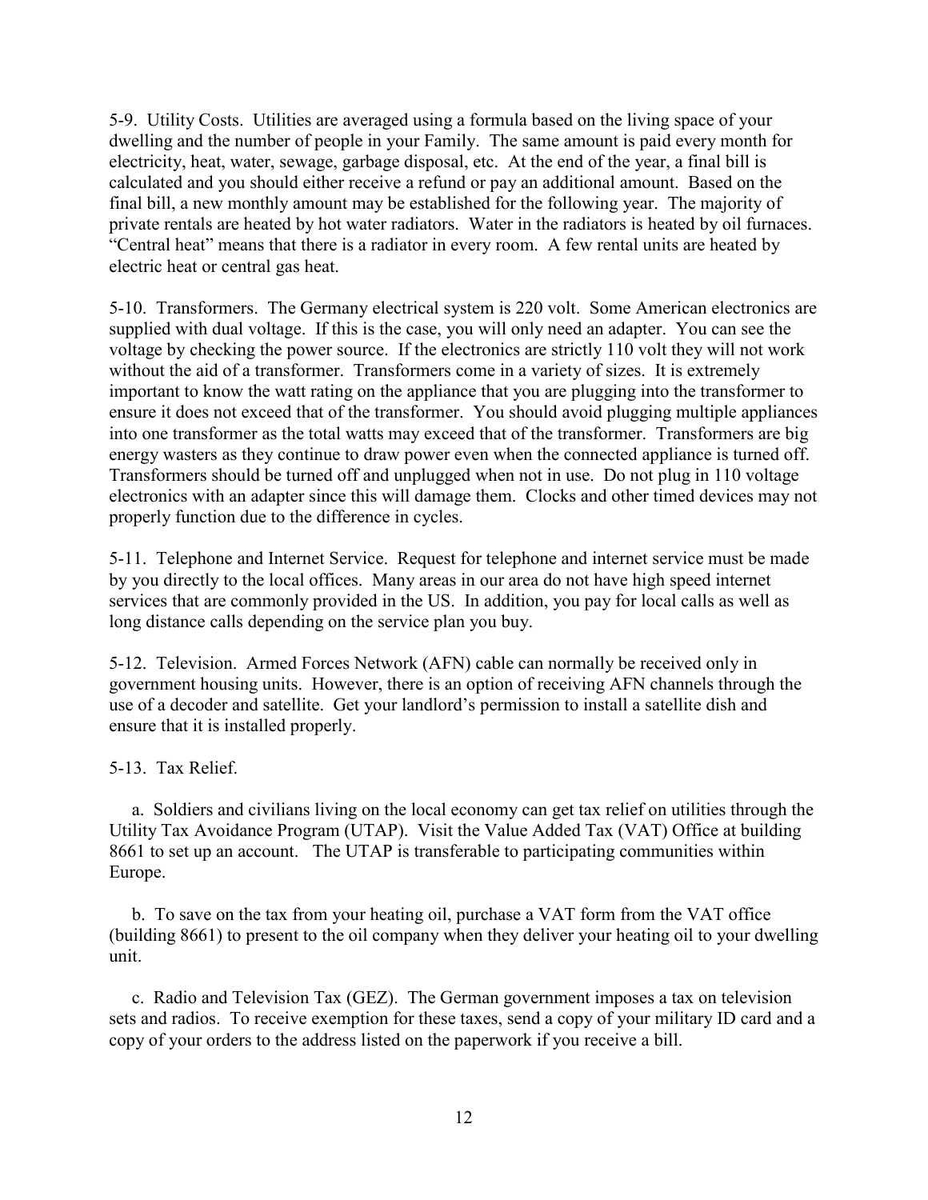5-9. Utility Costs. Utilities are averaged using a formula based on the living space of your dwelling and the number of people in your Family. The same amount is paid every month for electricity, heat, water, sewage, garbage disposal, etc. At the end of the year, a final bill is calculated and you should either receive a refund or pay an additional amount. Based on the final bill, a new monthly amount may be established for the following year. The majority of private rentals are heated by hot water radiators. Water in the radiators is heated by oil furnaces. "Central heat" means that there is a radiator in every room. A few rental units are heated by electric heat or central gas heat.

5-10. Transformers. The Germany electrical system is 220 volt. Some American electronics are supplied with dual voltage. If this is the case, you will only need an adapter. You can see the voltage by checking the power source. If the electronics are strictly 110 volt they will not work without the aid of a transformer. Transformers come in a variety of sizes. It is extremely important to know the watt rating on the appliance that you are plugging into the transformer to ensure it does not exceed that of the transformer. You should avoid plugging multiple appliances into one transformer as the total watts may exceed that of the transformer. Transformers are big energy wasters as they continue to draw power even when the connected appliance is turned off. Transformers should be turned off and unplugged when not in use. Do not plug in 110 voltage electronics with an adapter since this will damage them. Clocks and other timed devices may not properly function due to the difference in cycles.

5-11. Telephone and Internet Service. Request for telephone and internet service must be made by you directly to the local offices. Many areas in our area do not have high speed internet services that are commonly provided in the US. In addition, you pay for local calls as well as long distance calls depending on the service plan you buy.

5-12. Television. Armed Forces Network (AFN) cable can normally be received only in government housing units. However, there is an option of receiving AFN channels through the use of a decoder and satellite. Get your landlord's permission to install a satellite dish and ensure that it is installed properly.

5-13. Tax Relief.

a. Soldiers and civilians living on the local economy can get tax relief on utilities through the Utility Tax Avoidance Program (UTAP). Visit the Value Added Tax (VAT) Office at building 8661 to set up an account. The UTAP is transferable to participating communities within Europe.

b. To save on the tax from your heating oil, purchase a VAT form from the VAT office (building 8661) to present to the oil company when they deliver your heating oil to your dwelling unit.

c. Radio and Television Tax (GEZ). The German government imposes a tax on television sets and radios. To receive exemption for these taxes, send a copy of your military ID card and a copy of your orders to the address listed on the paperwork if you receive a bill.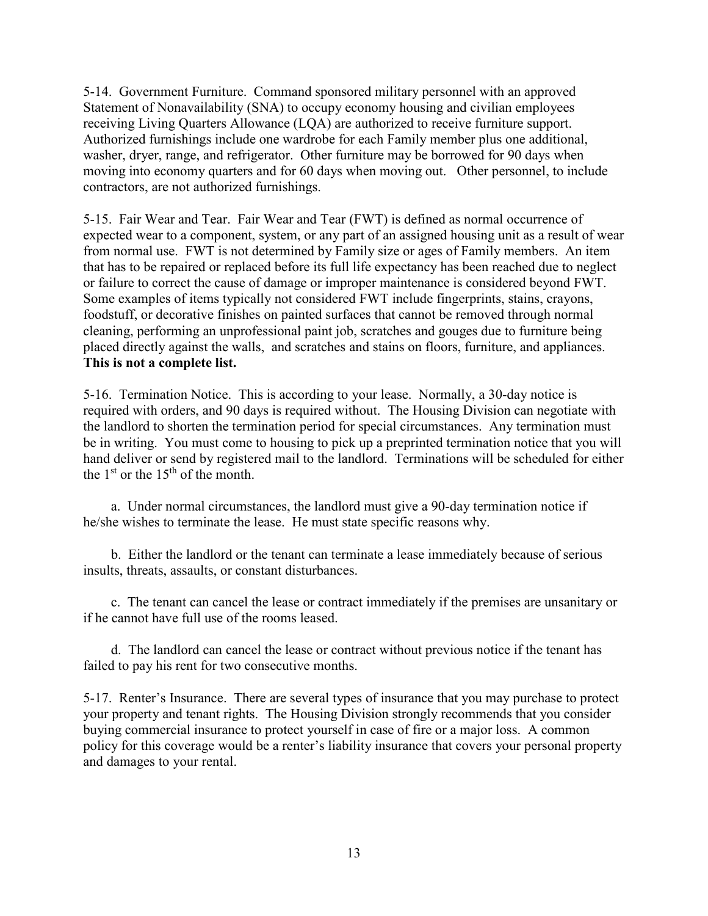5-14. Government Furniture. Command sponsored military personnel with an approved Statement of Nonavailability (SNA) to occupy economy housing and civilian employees receiving Living Quarters Allowance (LQA) are authorized to receive furniture support. Authorized furnishings include one wardrobe for each Family member plus one additional, washer, dryer, range, and refrigerator. Other furniture may be borrowed for 90 days when moving into economy quarters and for 60 days when moving out. Other personnel, to include contractors, are not authorized furnishings.

5-15. Fair Wear and Tear. Fair Wear and Tear (FWT) is defined as normal occurrence of expected wear to a component, system, or any part of an assigned housing unit as a result of wear from normal use. FWT is not determined by Family size or ages of Family members. An item that has to be repaired or replaced before its full life expectancy has been reached due to neglect or failure to correct the cause of damage or improper maintenance is considered beyond FWT. Some examples of items typically not considered FWT include fingerprints, stains, crayons, foodstuff, or decorative finishes on painted surfaces that cannot be removed through normal cleaning, performing an unprofessional paint job, scratches and gouges due to furniture being placed directly against the walls, and scratches and stains on floors, furniture, and appliances. **This is not a complete list.**

5-16. Termination Notice. This is according to your lease. Normally, a 30-day notice is required with orders, and 90 days is required without. The Housing Division can negotiate with the landlord to shorten the termination period for special circumstances. Any termination must be in writing. You must come to housing to pick up a preprinted termination notice that you will hand deliver or send by registered mail to the landlord. Terminations will be scheduled for either the 1st or the 15th of the month.

a. Under normal circumstances, the landlord must give a 90-day termination notice if he/she wishes to terminate the lease. He must state specific reasons why.

b. Either the landlord or the tenant can terminate a lease immediately because of serious insults, threats, assaults, or constant disturbances.

c. The tenant can cancel the lease or contract immediately if the premises are unsanitary or if he cannot have full use of the rooms leased.

d. The landlord can cancel the lease or contract without previous notice if the tenant has failed to pay his rent for two consecutive months.

5-17. Renter's Insurance. There are several types of insurance that you may purchase to protect your property and tenant rights. The Housing Division strongly recommends that you consider buying commercial insurance to protect yourself in case of fire or a major loss. A common policy for this coverage would be a renter's liability insurance that covers your personal property and damages to your rental.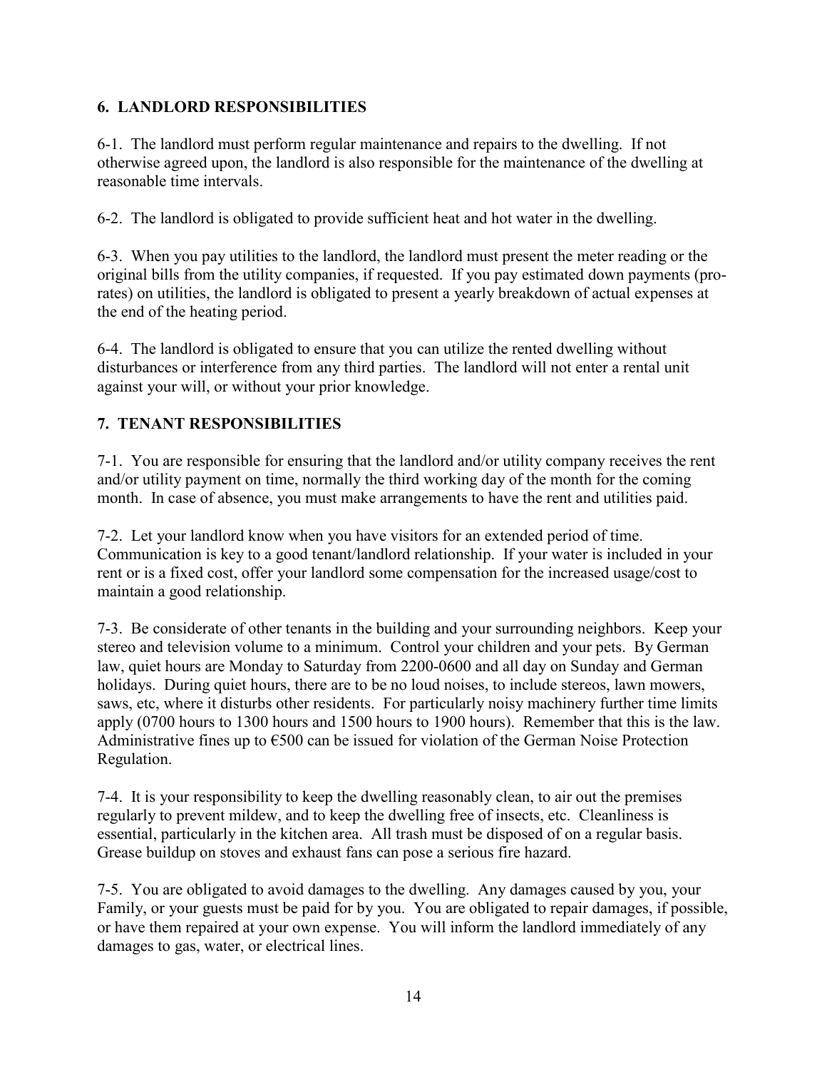## 6. LANDLORD RESPONSIBILITIES

6-1. The landlord must perform regular maintenance and repairs to the dwelling. If not otherwise agreed upon, the landlord is also responsible for the maintenance of the dwelling at reasonable time intervals.

6-2. The landlord is obligated to provide sufficient heat and hot water in the dwelling.

6-3. When you pay utilities to the landlord, the landlord must present the meter reading or the original bills from the utility companies, if requested. If you pay estimated down payments (pro-rates) on utilities, the landlord is obligated to present a yearly breakdown of actual expenses at the end of the heating period.

6-4. The landlord is obligated to ensure that you can utilize the rented dwelling without disturbances or interference from any third parties. The landlord will not enter a rental unit against your will, or without your prior knowledge.

## 7. TENANT RESPONSIBILITIES

7-1. You are responsible for ensuring that the landlord and/or utility company receives the rent and/or utility payment on time, normally the third working day of the month for the coming month. In case of absence, you must make arrangements to have the rent and utilities paid.

7-2. Let your landlord know when you have visitors for an extended period of time. Communication is key to a good tenant/landlord relationship. If your water is included in your rent or is a fixed cost, offer your landlord some compensation for the increased usage/cost to maintain a good relationship.

7-3. Be considerate of other tenants in the building and your surrounding neighbors. Keep your stereo and television volume to a minimum. Control your children and your pets. By German law, quiet hours are Monday to Saturday from 2200-0600 and all day on Sunday and German holidays. During quiet hours, there are to be no loud noises, to include stereos, lawn mowers, saws, etc, where it disturbs other residents. For particularly noisy machinery further time limits apply (0700 hours to 1300 hours and 1500 hours to 1900 hours). Remember that this is the law. Administrative fines up to €500 can be issued for violation of the German Noise Protection Regulation.

7-4. It is your responsibility to keep the dwelling reasonably clean, to air out the premises regularly to prevent mildew, and to keep the dwelling free of insects, etc. Cleanliness is essential, particularly in the kitchen area. All trash must be disposed of on a regular basis. Grease buildup on stoves and exhaust fans can pose a serious fire hazard.

7-5. You are obligated to avoid damages to the dwelling. Any damages caused by you, your Family, or your guests must be paid for by you. You are obligated to repair damages, if possible, or have them repaired at your own expense. You will inform the landlord immediately of any damages to gas, water, or electrical lines.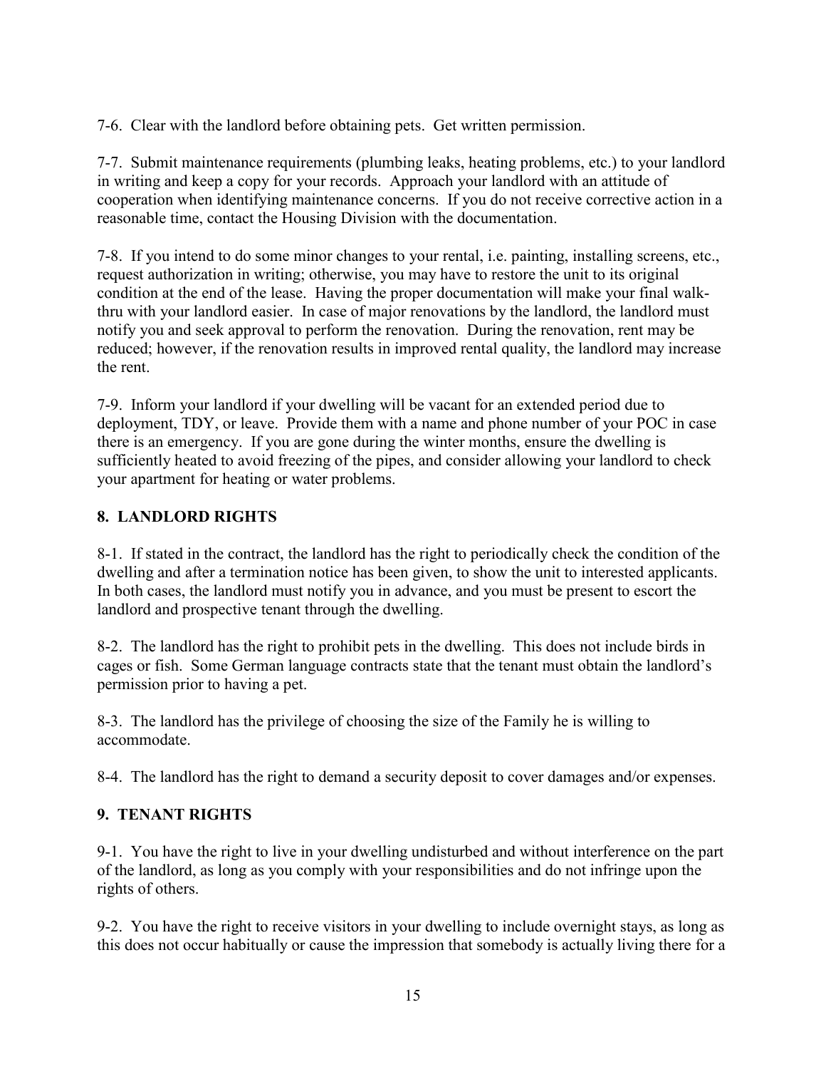7-6. Clear with the landlord before obtaining pets. Get written permission.

7-7. Submit maintenance requirements (plumbing leaks, heating problems, etc.) to your landlord in writing and keep a copy for your records. Approach your landlord with an attitude of cooperation when identifying maintenance concerns. If you do not receive corrective action in a reasonable time, contact the Housing Division with the documentation.

7-8. If you intend to do some minor changes to your rental, i.e. painting, installing screens, etc., request authorization in writing; otherwise, you may have to restore the unit to its original condition at the end of the lease. Having the proper documentation will make your final walk-thru with your landlord easier. In case of major renovations by the landlord, the landlord must notify you and seek approval to perform the renovation. During the renovation, rent may be reduced; however, if the renovation results in improved rental quality, the landlord may increase the rent.

7-9. Inform your landlord if your dwelling will be vacant for an extended period due to deployment, TDY, or leave. Provide them with a name and phone number of your POC in case there is an emergency. If you are gone during the winter months, ensure the dwelling is sufficiently heated to avoid freezing of the pipes, and consider allowing your landlord to check your apartment for heating or water problems.

## 8. LANDLORD RIGHTS

8-1. If stated in the contract, the landlord has the right to periodically check the condition of the dwelling and after a termination notice has been given, to show the unit to interested applicants. In both cases, the landlord must notify you in advance, and you must be present to escort the landlord and prospective tenant through the dwelling.

8-2. The landlord has the right to prohibit pets in the dwelling. This does not include birds in cages or fish. Some German language contracts state that the tenant must obtain the landlord's permission prior to having a pet.

8-3. The landlord has the privilege of choosing the size of the Family he is willing to accommodate.

8-4. The landlord has the right to demand a security deposit to cover damages and/or expenses.

## 9. TENANT RIGHTS

9-1. You have the right to live in your dwelling undisturbed and without interference on the part of the landlord, as long as you comply with your responsibilities and do not infringe upon the rights of others.

9-2. You have the right to receive visitors in your dwelling to include overnight stays, as long as this does not occur habitually or cause the impression that somebody is actually living there for a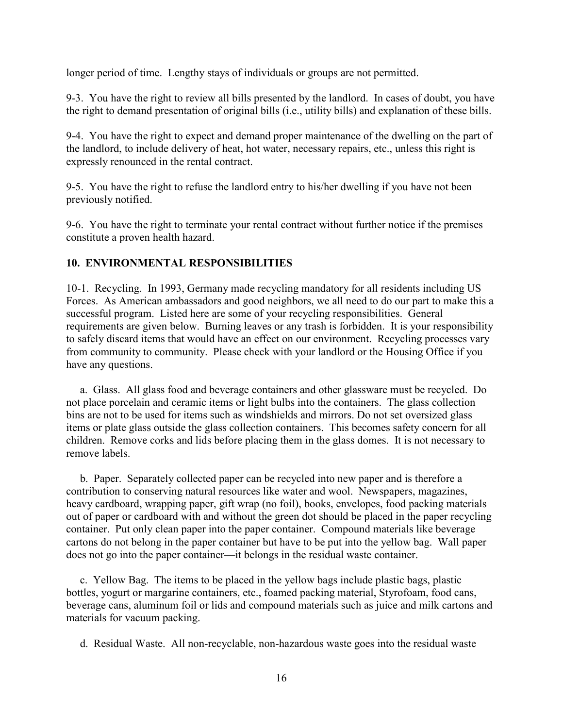longer period of time. Lengthy stays of individuals or groups are not permitted.

9-3. You have the right to review all bills presented by the landlord. In cases of doubt, you have the right to demand presentation of original bills (i.e., utility bills) and explanation of these bills.

9-4. You have the right to expect and demand proper maintenance of the dwelling on the part of the landlord, to include delivery of heat, hot water, necessary repairs, etc., unless this right is expressly renounced in the rental contract.

9-5. You have the right to refuse the landlord entry to his/her dwelling if you have not been previously notified.

9-6. You have the right to terminate your rental contract without further notice if the premises constitute a proven health hazard.

## 10. ENVIRONMENTAL RESPONSIBILITIES

10-1. Recycling. In 1993, Germany made recycling mandatory for all residents including US Forces. As American ambassadors and good neighbors, we all need to do our part to make this a successful program. Listed here are some of your recycling responsibilities. General requirements are given below. Burning leaves or any trash is forbidden. It is your responsibility to safely discard items that would have an effect on our environment. Recycling processes vary from community to community. Please check with your landlord or the Housing Office if you have any questions.

a. Glass. All glass food and beverage containers and other glassware must be recycled. Do not place porcelain and ceramic items or light bulbs into the containers. The glass collection bins are not to be used for items such as windshields and mirrors. Do not set oversized glass items or plate glass outside the glass collection containers. This becomes safety concern for all children. Remove corks and lids before placing them in the glass domes. It is not necessary to remove labels.

b. Paper. Separately collected paper can be recycled into new paper and is therefore a contribution to conserving natural resources like water and wool. Newspapers, magazines, heavy cardboard, wrapping paper, gift wrap (no foil), books, envelopes, food packing materials out of paper or cardboard with and without the green dot should be placed in the paper recycling container. Put only clean paper into the paper container. Compound materials like beverage cartons do not belong in the paper container but have to be put into the yellow bag. Wall paper does not go into the paper container—it belongs in the residual waste container.

c. Yellow Bag. The items to be placed in the yellow bags include plastic bags, plastic bottles, yogurt or margarine containers, etc., foamed packing material, Styrofoam, food cans, beverage cans, aluminum foil or lids and compound materials such as juice and milk cartons and materials for vacuum packing.

d. Residual Waste. All non-recyclable, non-hazardous waste goes into the residual waste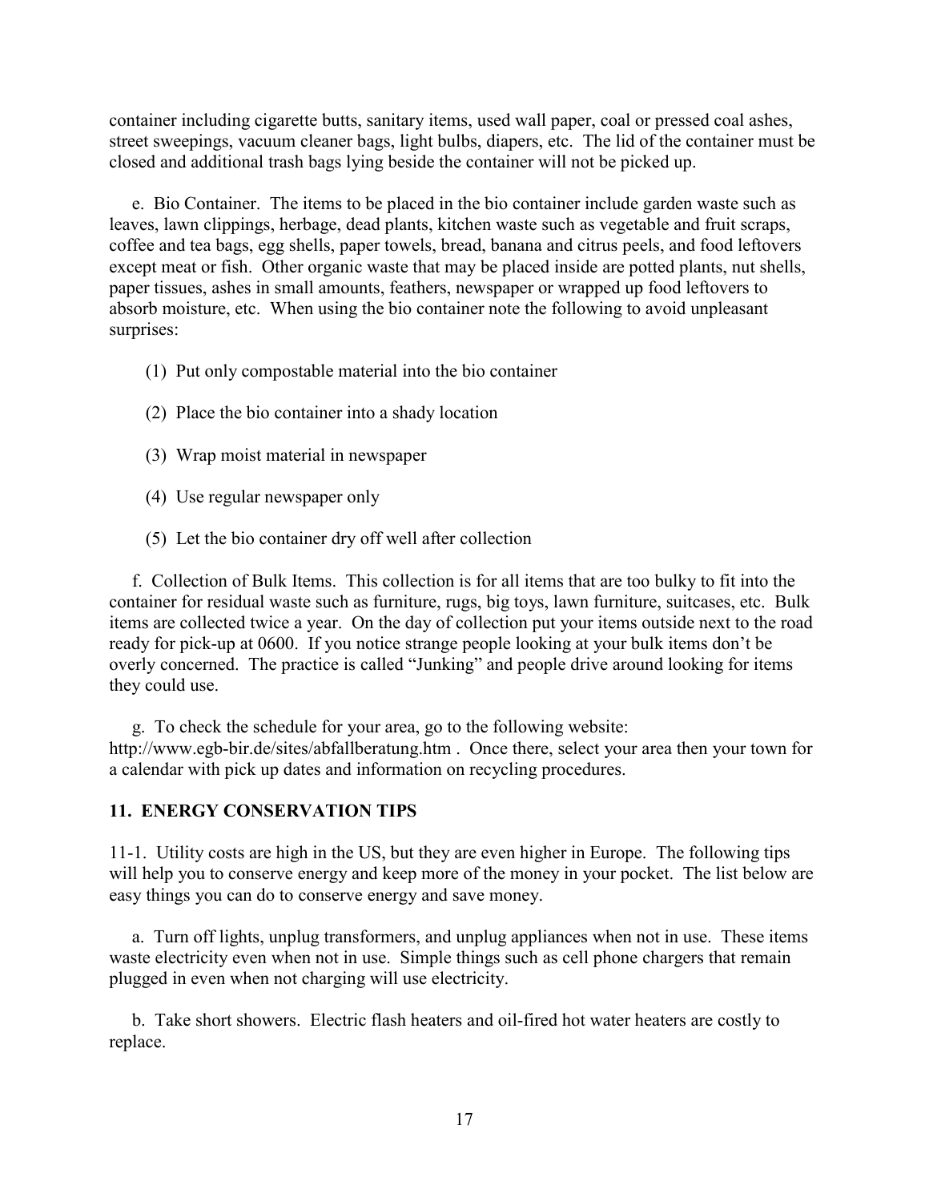container including cigarette butts, sanitary items, used wall paper, coal or pressed coal ashes, street sweepings, vacuum cleaner bags, light bulbs, diapers, etc. The lid of the container must be closed and additional trash bags lying beside the container will not be picked up.

e. Bio Container. The items to be placed in the bio container include garden waste such as leaves, lawn clippings, herbage, dead plants, kitchen waste such as vegetable and fruit scraps, coffee and tea bags, egg shells, paper towels, bread, banana and citrus peels, and food leftovers except meat or fish. Other organic waste that may be placed inside are potted plants, nut shells, paper tissues, ashes in small amounts, feathers, newspaper or wrapped up food leftovers to absorb moisture, etc. When using the bio container note the following to avoid unpleasant surprises:

(1) Put only compostable material into the bio container

(2) Place the bio container into a shady location

(3) Wrap moist material in newspaper

(4) Use regular newspaper only

(5) Let the bio container dry off well after collection

f. Collection of Bulk Items. This collection is for all items that are too bulky to fit into the container for residual waste such as furniture, rugs, big toys, lawn furniture, suitcases, etc. Bulk items are collected twice a year. On the day of collection put your items outside next to the road ready for pick-up at 0600. If you notice strange people looking at your bulk items don't be overly concerned. The practice is called "Junking" and people drive around looking for items they could use.

g. To check the schedule for your area, go to the following website: http://www.egb-bir.de/sites/abfallberatung.htm . Once there, select your area then your town for a calendar with pick up dates and information on recycling procedures.

## 11. ENERGY CONSERVATION TIPS

11-1. Utility costs are high in the US, but they are even higher in Europe. The following tips will help you to conserve energy and keep more of the money in your pocket. The list below are easy things you can do to conserve energy and save money.

a. Turn off lights, unplug transformers, and unplug appliances when not in use. These items waste electricity even when not in use. Simple things such as cell phone chargers that remain plugged in even when not charging will use electricity.

b. Take short showers. Electric flash heaters and oil-fired hot water heaters are costly to replace.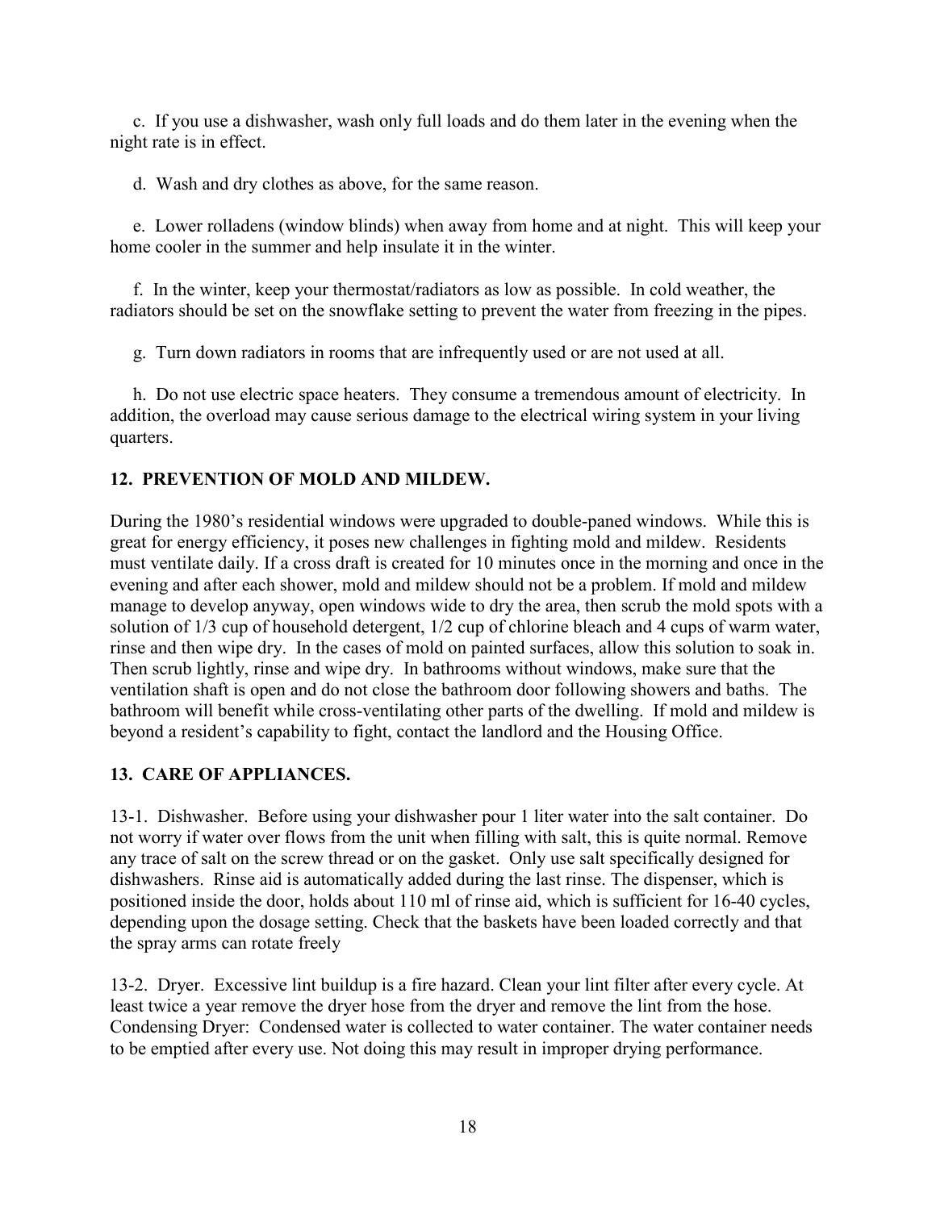c. If you use a dishwasher, wash only full loads and do them later in the evening when the night rate is in effect.

d. Wash and dry clothes as above, for the same reason.

e. Lower rolladens (window blinds) when away from home and at night. This will keep your home cooler in the summer and help insulate it in the winter.

f. In the winter, keep your thermostat/radiators as low as possible. In cold weather, the radiators should be set on the snowflake setting to prevent the water from freezing in the pipes.

g. Turn down radiators in rooms that are infrequently used or are not used at all.

h. Do not use electric space heaters. They consume a tremendous amount of electricity. In addition, the overload may cause serious damage to the electrical wiring system in your living quarters.

**12. PREVENTION OF MOLD AND MILDEW.**

During the 1980's residential windows were upgraded to double-paned windows. While this is great for energy efficiency, it poses new challenges in fighting mold and mildew. Residents must ventilate daily. If a cross draft is created for 10 minutes once in the morning and once in the evening and after each shower, mold and mildew should not be a problem. If mold and mildew manage to develop anyway, open windows wide to dry the area, then scrub the mold spots with a solution of 1/3 cup of household detergent, 1/2 cup of chlorine bleach and 4 cups of warm water, rinse and then wipe dry. In the cases of mold on painted surfaces, allow this solution to soak in. Then scrub lightly, rinse and wipe dry. In bathrooms without windows, make sure that the ventilation shaft is open and do not close the bathroom door following showers and baths. The bathroom will benefit while cross-ventilating other parts of the dwelling. If mold and mildew is beyond a resident's capability to fight, contact the landlord and the Housing Office.

**13. CARE OF APPLIANCES.**

13-1. Dishwasher. Before using your dishwasher pour 1 liter water into the salt container. Do not worry if water over flows from the unit when filling with salt, this is quite normal. Remove any trace of salt on the screw thread or on the gasket. Only use salt specifically designed for dishwashers. Rinse aid is automatically added during the last rinse. The dispenser, which is positioned inside the door, holds about 110 ml of rinse aid, which is sufficient for 16-40 cycles, depending upon the dosage setting. Check that the baskets have been loaded correctly and that the spray arms can rotate freely

13-2. Dryer. Excessive lint buildup is a fire hazard. Clean your lint filter after every cycle. At least twice a year remove the dryer hose from the dryer and remove the lint from the hose. Condensing Dryer: Condensed water is collected to water container. The water container needs to be emptied after every use. Not doing this may result in improper drying performance.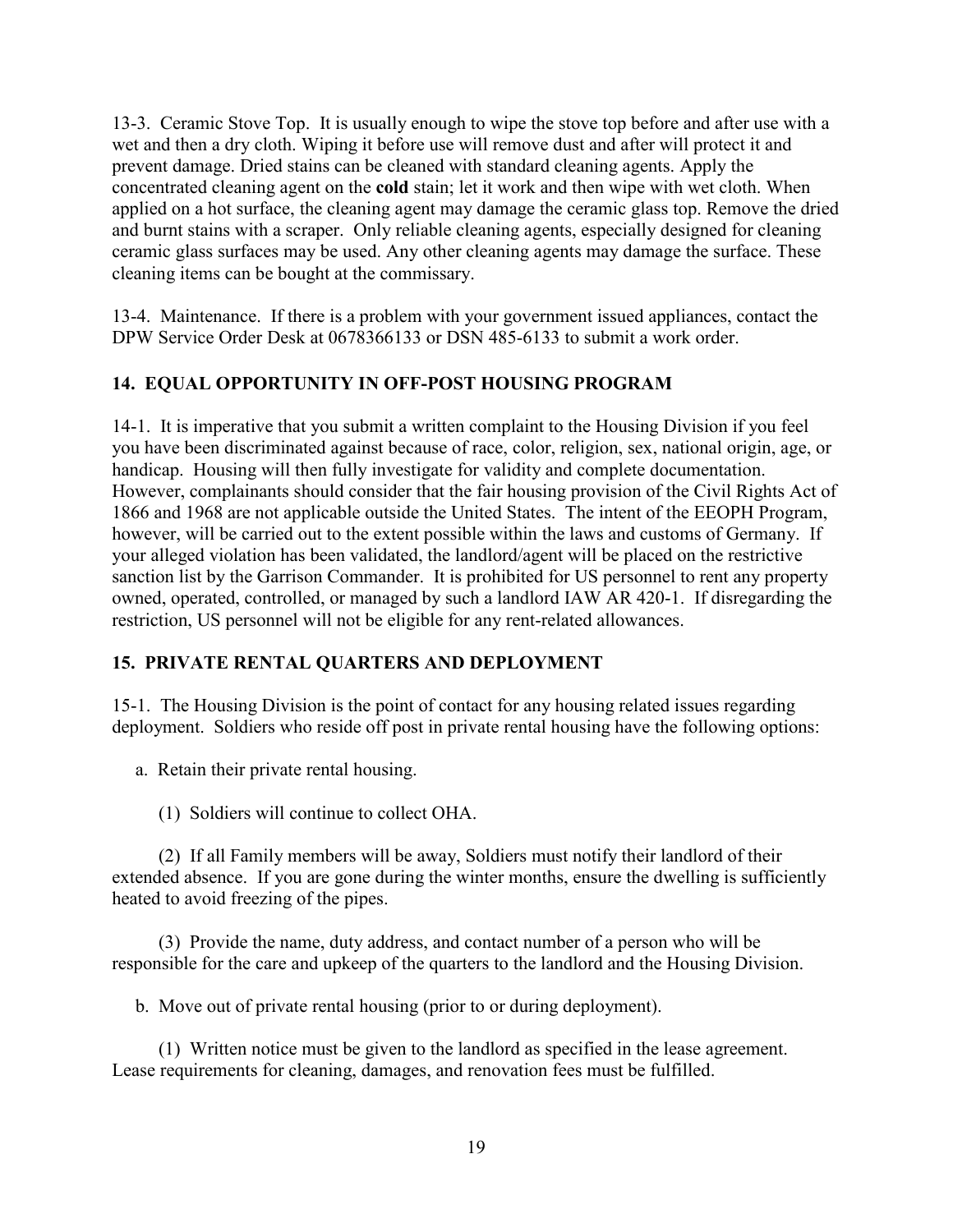13-3. Ceramic Stove Top. It is usually enough to wipe the stove top before and after use with a wet and then a dry cloth. Wiping it before use will remove dust and after will protect it and prevent damage. Dried stains can be cleaned with standard cleaning agents. Apply the concentrated cleaning agent on the **cold** stain; let it work and then wipe with wet cloth. When applied on a hot surface, the cleaning agent may damage the ceramic glass top. Remove the dried and burnt stains with a scraper. Only reliable cleaning agents, especially designed for cleaning ceramic glass surfaces may be used. Any other cleaning agents may damage the surface. These cleaning items can be bought at the commissary.

13-4. Maintenance. If there is a problem with your government issued appliances, contact the DPW Service Order Desk at 0678366133 or DSN 485-6133 to submit a work order.

## 14. EQUAL OPPORTUNITY IN OFF-POST HOUSING PROGRAM

14-1. It is imperative that you submit a written complaint to the Housing Division if you feel you have been discriminated against because of race, color, religion, sex, national origin, age, or handicap. Housing will then fully investigate for validity and complete documentation. However, complainants should consider that the fair housing provision of the Civil Rights Act of 1866 and 1968 are not applicable outside the United States. The intent of the EEOPH Program, however, will be carried out to the extent possible within the laws and customs of Germany. If your alleged violation has been validated, the landlord/agent will be placed on the restrictive sanction list by the Garrison Commander. It is prohibited for US personnel to rent any property owned, operated, controlled, or managed by such a landlord IAW AR 420-1. If disregarding the restriction, US personnel will not be eligible for any rent-related allowances.

## 15. PRIVATE RENTAL QUARTERS AND DEPLOYMENT

15-1. The Housing Division is the point of contact for any housing related issues regarding deployment. Soldiers who reside off post in private rental housing have the following options:

a. Retain their private rental housing.

(1) Soldiers will continue to collect OHA.

(2) If all Family members will be away, Soldiers must notify their landlord of their extended absence. If you are gone during the winter months, ensure the dwelling is sufficiently heated to avoid freezing of the pipes.

(3) Provide the name, duty address, and contact number of a person who will be responsible for the care and upkeep of the quarters to the landlord and the Housing Division.

b. Move out of private rental housing (prior to or during deployment).

(1) Written notice must be given to the landlord as specified in the lease agreement. Lease requirements for cleaning, damages, and renovation fees must be fulfilled.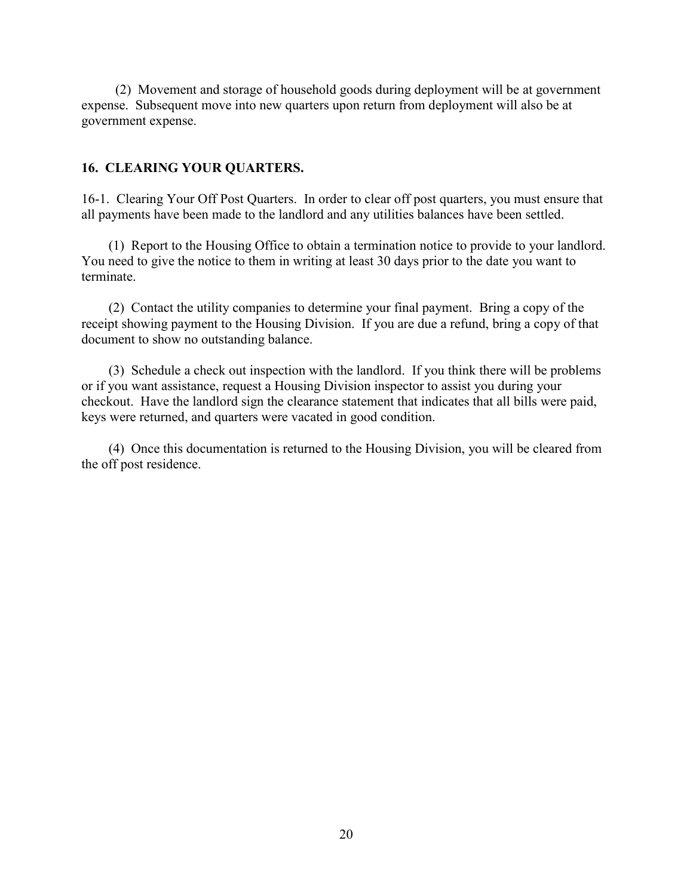(2) Movement and storage of household goods during deployment will be at government expense. Subsequent move into new quarters upon return from deployment will also be at government expense.

## 16. CLEARING YOUR QUARTERS.

16-1. Clearing Your Off Post Quarters. In order to clear off post quarters, you must ensure that all payments have been made to the landlord and any utilities balances have been settled.

(1) Report to the Housing Office to obtain a termination notice to provide to your landlord. You need to give the notice to them in writing at least 30 days prior to the date you want to terminate.

(2) Contact the utility companies to determine your final payment. Bring a copy of the receipt showing payment to the Housing Division. If you are due a refund, bring a copy of that document to show no outstanding balance.

(3) Schedule a check out inspection with the landlord. If you think there will be problems or if you want assistance, request a Housing Division inspector to assist you during your checkout. Have the landlord sign the clearance statement that indicates that all bills were paid, keys were returned, and quarters were vacated in good condition.

(4) Once this documentation is returned to the Housing Division, you will be cleared from the off post residence.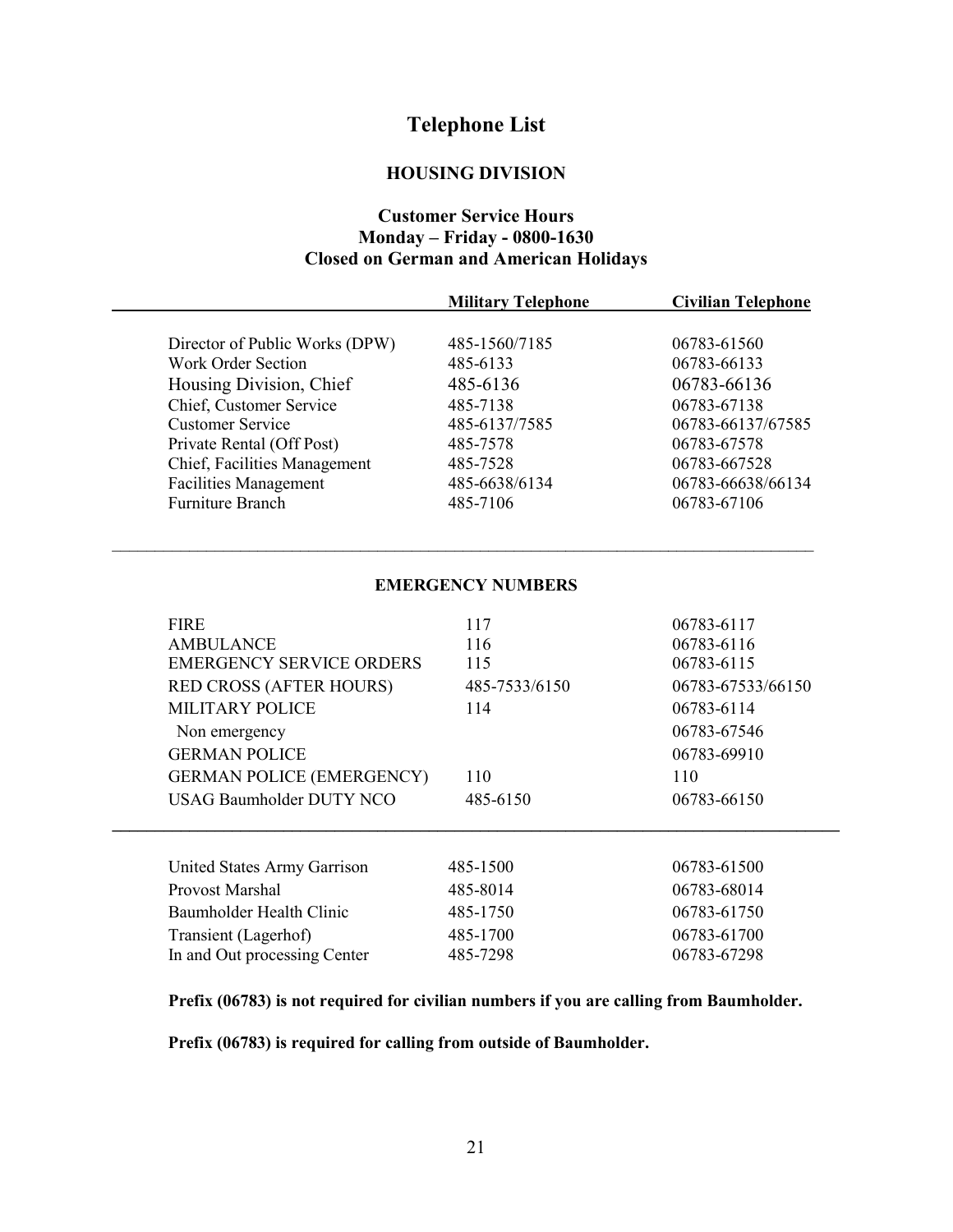# Telephone List

## HOUSING DIVISION

**Customer Service Hours**
**Monday – Friday - 0800-1630**
**Closed on German and American Holidays**

| | Military Telephone | Civilian Telephone |
|---|---|---|
| Director of Public Works (DPW) | 485-1560/7185 | 06783-61560 |
| Work Order Section | 485-6133 | 06783-66133 |
| Housing Division, Chief | 485-6136 | 06783-66136 |
| Chief, Customer Service | 485-7138 | 06783-67138 |
| Customer Service | 485-6137/7585 | 06783-66137/67585 |
| Private Rental (Off Post) | 485-7578 | 06783-67578 |
| Chief, Facilities Management | 485-7528 | 06783-667528 |
| Facilities Management | 485-6638/6134 | 06783-66638/66134 |
| Furniture Branch | 485-7106 | 06783-67106 |

### EMERGENCY NUMBERS

| | | |
|---|---|---|
| FIRE | 117 | 06783-6117 |
| AMBULANCE | 116 | 06783-6116 |
| EMERGENCY SERVICE ORDERS | 115 | 06783-6115 |
| RED CROSS (AFTER HOURS) | 485-7533/6150 | 06783-67533/66150 |
| MILITARY POLICE | 114 | 06783-6114 |
| Non emergency | | 06783-67546 |
| GERMAN POLICE | | 06783-69910 |
| GERMAN POLICE (EMERGENCY) | 110 | 110 |
| USAG Baumholder DUTY NCO | 485-6150 | 06783-66150 |

| | | |
|---|---|---|
| United States Army Garrison | 485-1500 | 06783-61500 |
| Provost Marshal | 485-8014 | 06783-68014 |
| Baumholder Health Clinic | 485-1750 | 06783-61750 |
| Transient (Lagerhof) | 485-1700 | 06783-61700 |
| In and Out processing Center | 485-7298 | 06783-67298 |

**Prefix (06783) is not required for civilian numbers if you are calling from Baumholder.**

**Prefix (06783) is required for calling from outside of Baumholder.**